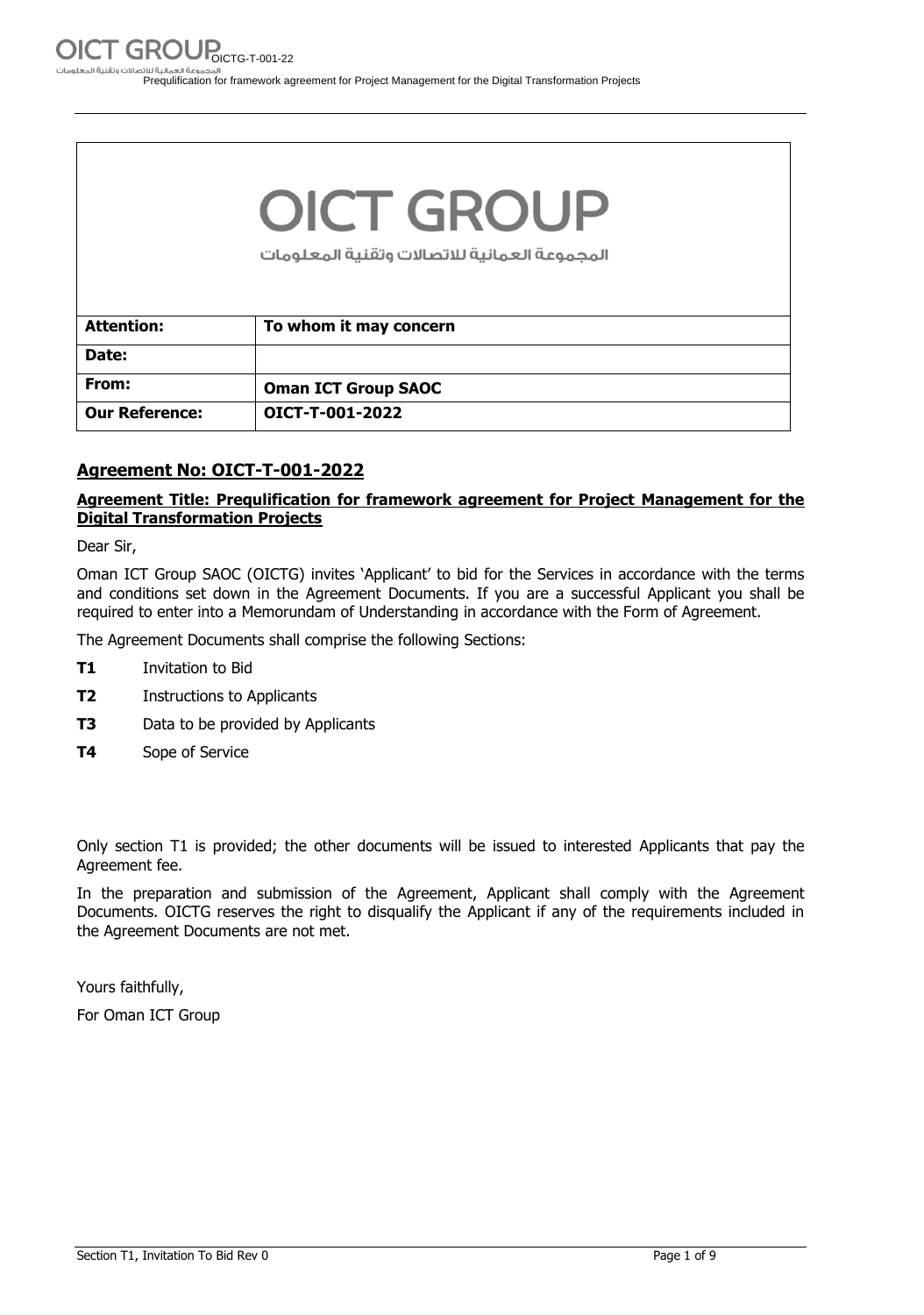OICT GROUP

المجموعة العمانية للاتصالات وتقنية المعلومات

| **Attention:** | **To whom it may concern** |
|---|---|
| **Date:** | |
| **From:** | **Oman ICT Group SAOC** |
| **Our Reference:** | **OICT-T-001-2022** |

## Agreement No: OICT-T-001-2022

### Agreement Title: Prequlification for framework agreement for Project Management for the Digital Transformation Projects

Dear Sir,

Oman ICT Group SAOC (OICTG) invites 'Applicant' to bid for the Services in accordance with the terms and conditions set down in the Agreement Documents. If you are a successful Applicant you shall be required to enter into a Memorundam of Understanding in accordance with the Form of Agreement.

The Agreement Documents shall comprise the following Sections:

**T1** Invitation to Bid

**T2** Instructions to Applicants

**T3** Data to be provided by Applicants

**T4** Sope of Service

Only section T1 is provided; the other documents will be issued to interested Applicants that pay the Agreement fee.

In the preparation and submission of the Agreement, Applicant shall comply with the Agreement Documents. OICTG reserves the right to disqualify the Applicant if any of the requirements included in the Agreement Documents are not met.

Yours faithfully,

For Oman ICT Group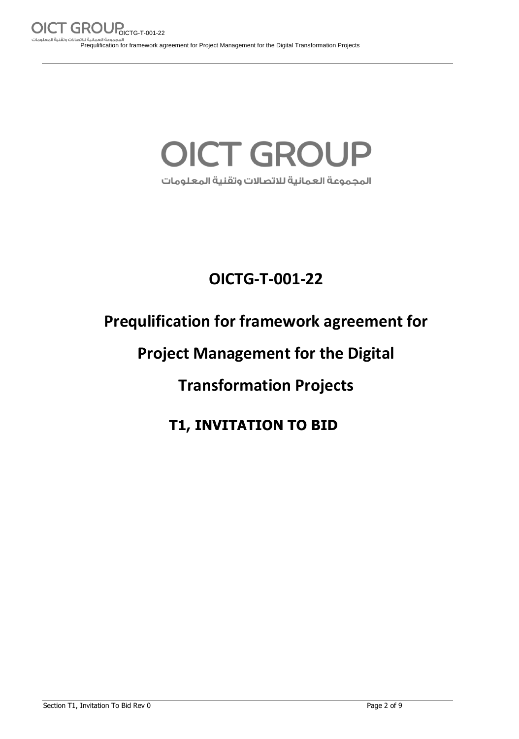OICT GROUP

المجموعة العمانية للاتصالات وتقنية المعلومات

# OICTG-T-001-22

# Prequlification for framework agreement for Project Management for the Digital Transformation Projects

## T1, INVITATION TO BID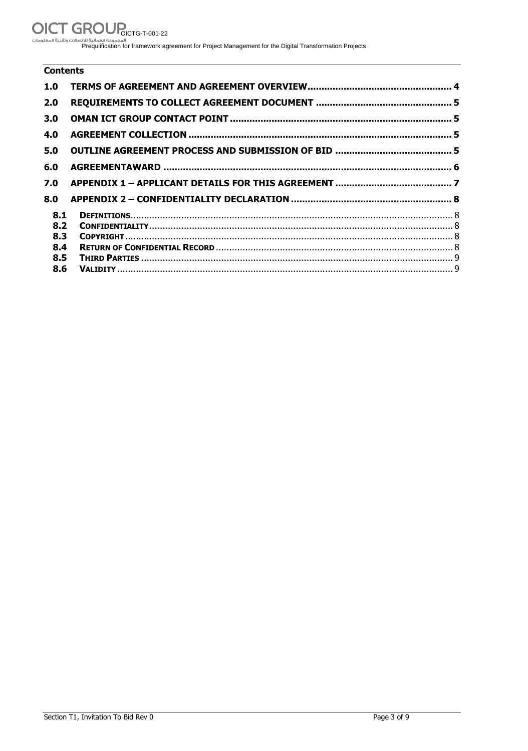**Contents**

| | | |
|---|---|---|
| **1.0** | **TERMS OF AGREEMENT AND AGREEMENT OVERVIEW** | **4** |
| **2.0** | **REQUIREMENTS TO COLLECT AGREEMENT DOCUMENT** | **5** |
| **3.0** | **OMAN ICT GROUP CONTACT POINT** | **5** |
| **4.0** | **AGREEMENT COLLECTION** | **5** |
| **5.0** | **OUTLINE AGREEMENT PROCESS AND SUBMISSION OF BID** | **5** |
| **6.0** | **AGREEMENTAWARD** | **6** |
| **7.0** | **APPENDIX 1 – APPLICANT DETAILS FOR THIS AGREEMENT** | **7** |
| **8.0** | **APPENDIX 2 – CONFIDENTIALITY DECLARATION** | **8** |
| **8.1** | **DEFINITIONS** | 8 |
| **8.2** | **CONFIDENTIALITY** | 8 |
| **8.3** | **COPYRIGHT** | 8 |
| **8.4** | **RETURN OF CONFIDENTIAL RECORD** | 8 |
| **8.5** | **THIRD PARTIES** | 9 |
| **8.6** | **VALIDITY** | 9 |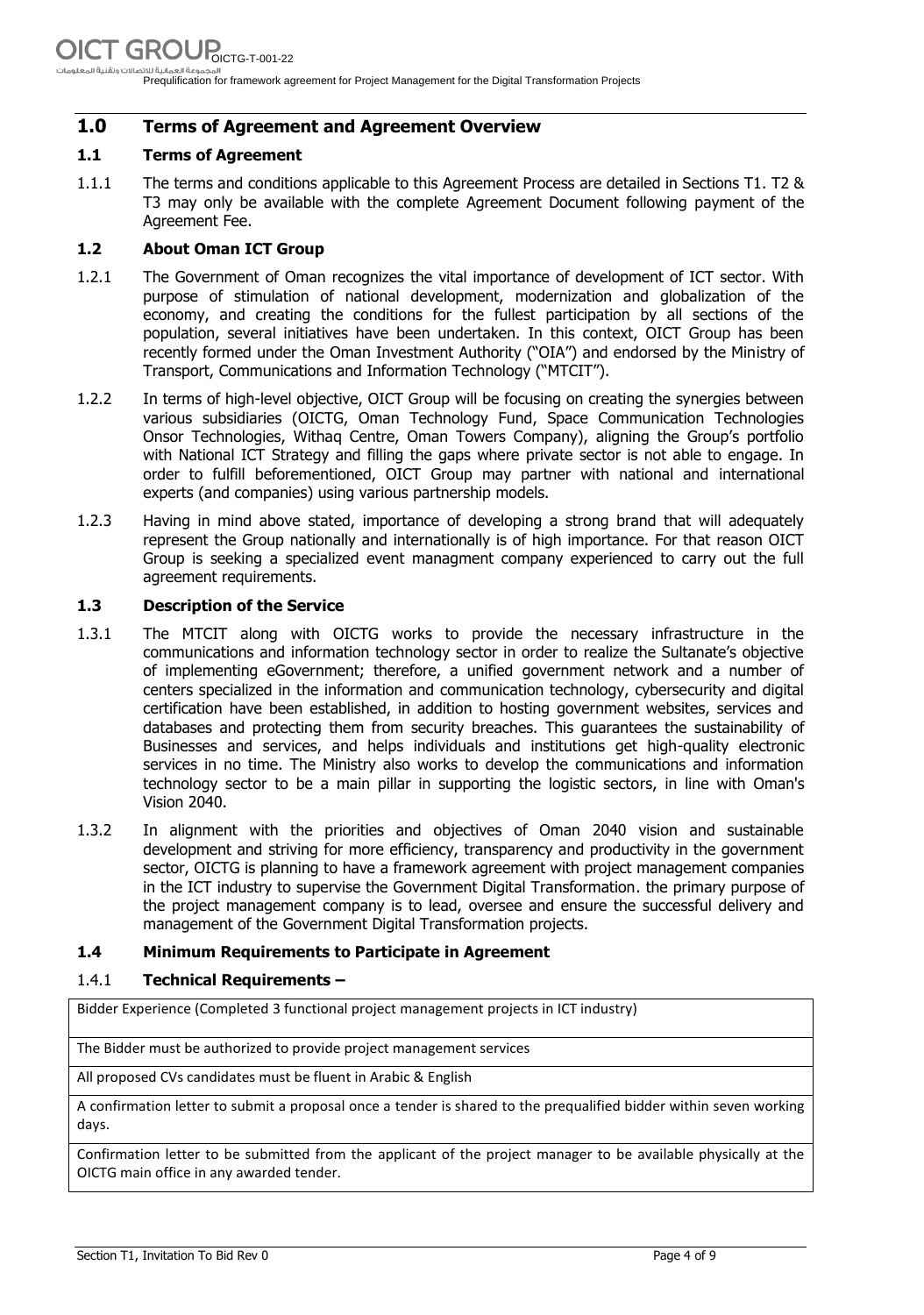## 1.0 Terms of Agreement and Agreement Overview

### 1.1 Terms of Agreement

1.1.1 The terms and conditions applicable to this Agreement Process are detailed in Sections T1. T2 & T3 may only be available with the complete Agreement Document following payment of the Agreement Fee.

### 1.2 About Oman ICT Group

1.2.1 The Government of Oman recognizes the vital importance of development of ICT sector. With purpose of stimulation of national development, modernization and globalization of the economy, and creating the conditions for the fullest participation by all sections of the population, several initiatives have been undertaken. In this context, OICT Group has been recently formed under the Oman Investment Authority ("OIA") and endorsed by the Ministry of Transport, Communications and Information Technology ("MTCIT").

1.2.2 In terms of high-level objective, OICT Group will be focusing on creating the synergies between various subsidiaries (OICTG, Oman Technology Fund, Space Communication Technologies Onsor Technologies, Withaq Centre, Oman Towers Company), aligning the Group's portfolio with National ICT Strategy and filling the gaps where private sector is not able to engage. In order to fulfill beforementioned, OICT Group may partner with national and international experts (and companies) using various partnership models.

1.2.3 Having in mind above stated, importance of developing a strong brand that will adequately represent the Group nationally and internationally is of high importance. For that reason OICT Group is seeking a specialized event managment company experienced to carry out the full agreement requirements.

### 1.3 Description of the Service

1.3.1 The MTCIT along with OICTG works to provide the necessary infrastructure in the communications and information technology sector in order to realize the Sultanate's objective of implementing eGovernment; therefore, a unified government network and a number of centers specialized in the information and communication technology, cybersecurity and digital certification have been established, in addition to hosting government websites, services and databases and protecting them from security breaches. This guarantees the sustainability of Businesses and services, and helps individuals and institutions get high-quality electronic services in no time. The Ministry also works to develop the communications and information technology sector to be a main pillar in supporting the logistic sectors, in line with Oman's Vision 2040.

1.3.2 In alignment with the priorities and objectives of Oman 2040 vision and sustainable development and striving for more efficiency, transparency and productivity in the government sector, OICTG is planning to have a framework agreement with project management companies in the ICT industry to supervise the Government Digital Transformation. the primary purpose of the project management company is to lead, oversee and ensure the successful delivery and management of the Government Digital Transformation projects.

### 1.4 Minimum Requirements to Participate in Agreement

1.4.1 **Technical Requirements –**

| Bidder Experience (Completed 3 functional project management projects in ICT industry) |
|---|
| The Bidder must be authorized to provide project management services |
| All proposed CVs candidates must be fluent in Arabic & English |
| A confirmation letter to submit a proposal once a tender is shared to the prequalified bidder within seven working days. |
| Confirmation letter to be submitted from the applicant of the project manager to be available physically at the OICTG main office in any awarded tender. |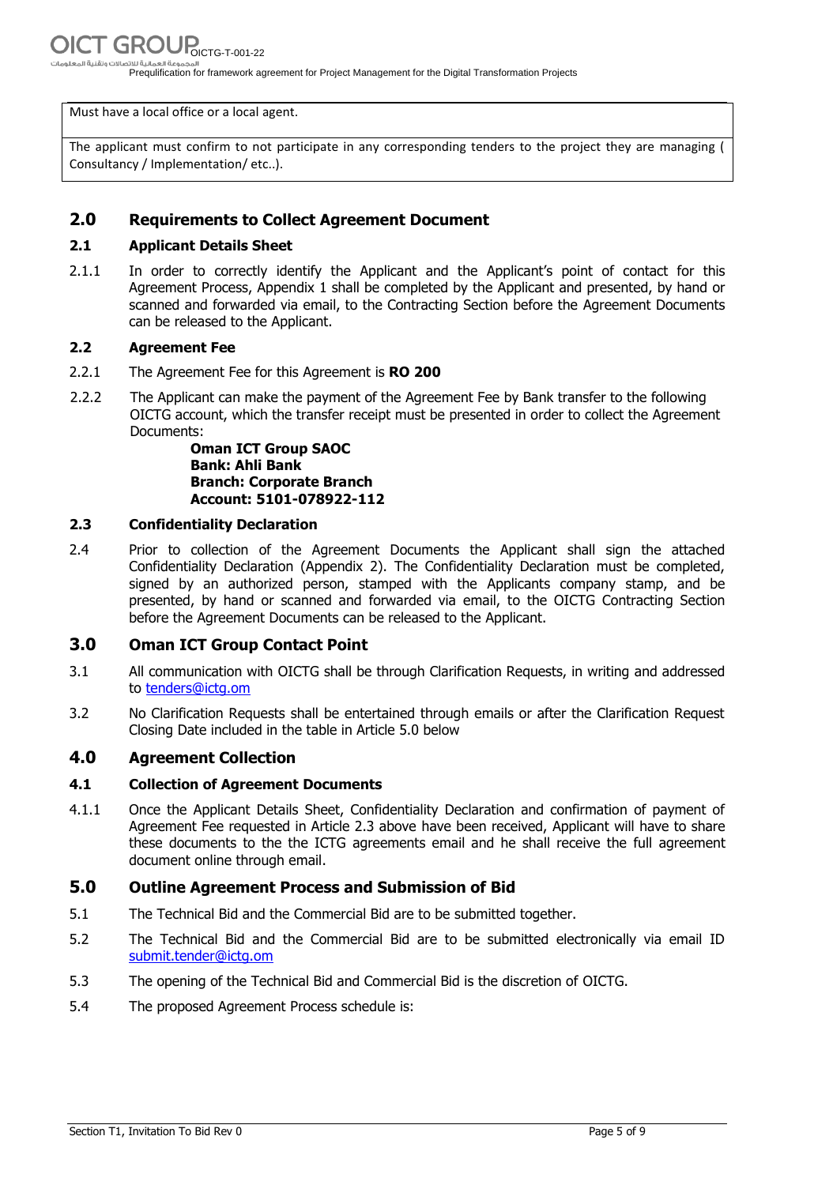| Must have a local office or a local agent. |
|---|
| The applicant must confirm to not participate in any corresponding tenders to the project they are managing ( Consultancy / Implementation/ etc..). |

## 2.0 Requirements to Collect Agreement Document

### 2.1 Applicant Details Sheet

2.1.1 In order to correctly identify the Applicant and the Applicant's point of contact for this Agreement Process, Appendix 1 shall be completed by the Applicant and presented, by hand or scanned and forwarded via email, to the Contracting Section before the Agreement Documents can be released to the Applicant.

### 2.2 Agreement Fee

2.2.1 The Agreement Fee for this Agreement is **RO 200**

2.2.2 The Applicant can make the payment of the Agreement Fee by Bank transfer to the following OICTG account, which the transfer receipt must be presented in order to collect the Agreement Documents:

**Oman ICT Group SAOC**
**Bank: Ahli Bank**
**Branch: Corporate Branch**
**Account: 5101-078922-112**

### 2.3 Confidentiality Declaration

2.4 Prior to collection of the Agreement Documents the Applicant shall sign the attached Confidentiality Declaration (Appendix 2). The Confidentiality Declaration must be completed, signed by an authorized person, stamped with the Applicants company stamp, and be presented, by hand or scanned and forwarded via email, to the OICTG Contracting Section before the Agreement Documents can be released to the Applicant.

## 3.0 Oman ICT Group Contact Point

3.1 All communication with OICTG shall be through Clarification Requests, in writing and addressed to tenders@ictg.om

3.2 No Clarification Requests shall be entertained through emails or after the Clarification Request Closing Date included in the table in Article 5.0 below

## 4.0 Agreement Collection

### 4.1 Collection of Agreement Documents

4.1.1 Once the Applicant Details Sheet, Confidentiality Declaration and confirmation of payment of Agreement Fee requested in Article 2.3 above have been received, Applicant will have to share these documents to the the ICTG agreements email and he shall receive the full agreement document online through email.

## 5.0 Outline Agreement Process and Submission of Bid

5.1 The Technical Bid and the Commercial Bid are to be submitted together.

5.2 The Technical Bid and the Commercial Bid are to be submitted electronically via email ID submit.tender@ictg.om

5.3 The opening of the Technical Bid and Commercial Bid is the discretion of OICTG.

5.4 The proposed Agreement Process schedule is: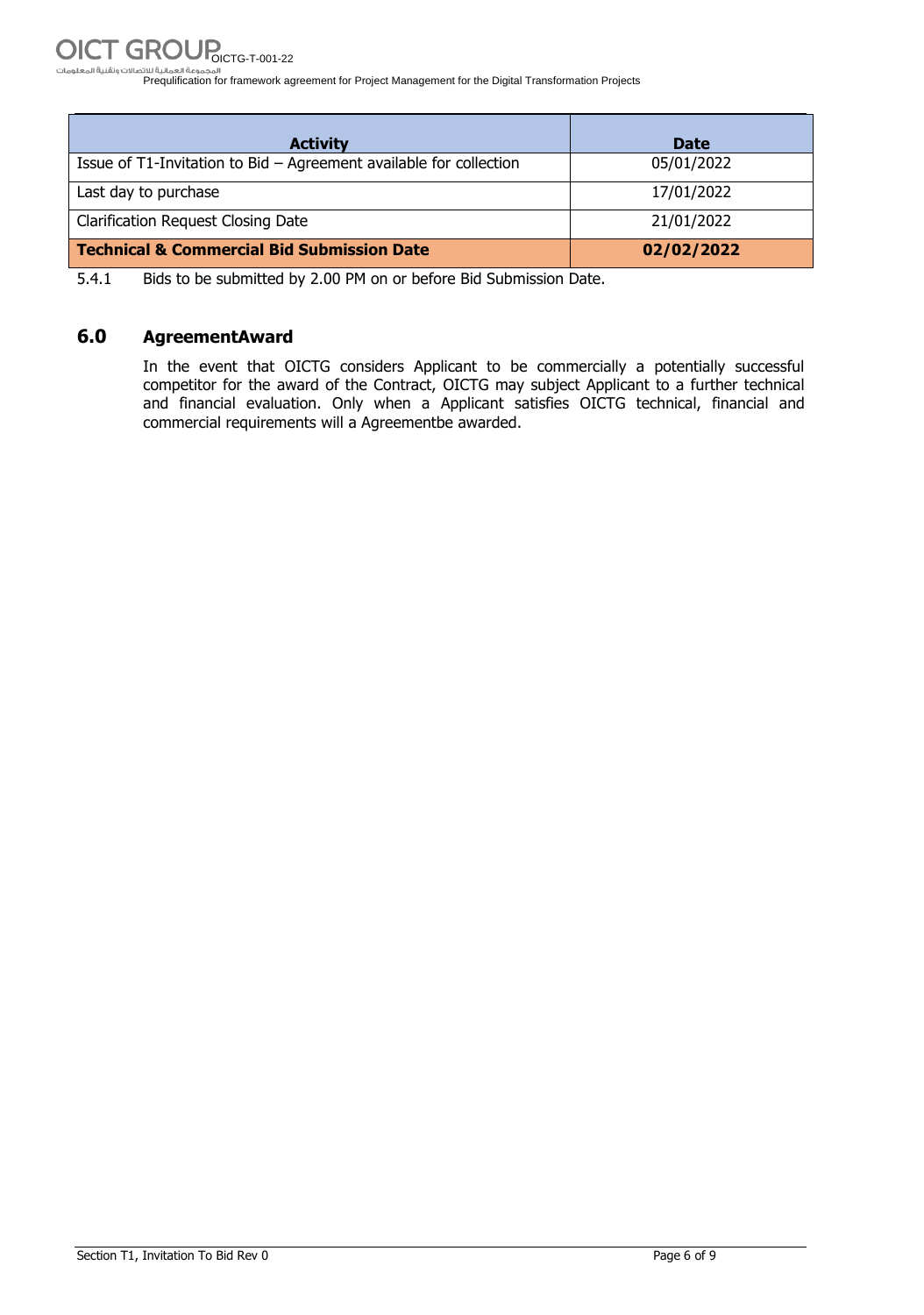| Activity | Date |
| --- | --- |
| Issue of T1-Invitation to Bid – Agreement available for collection | 05/01/2022 |
| Last day to purchase | 17/01/2022 |
| Clarification Request Closing Date | 21/01/2022 |
| **Technical & Commercial Bid Submission Date** | **02/02/2022** |

5.4.1 Bids to be submitted by 2.00 PM on or before Bid Submission Date.

## 6.0 AgreementAward

In the event that OICTG considers Applicant to be commercially a potentially successful competitor for the award of the Contract, OICTG may subject Applicant to a further technical and financial evaluation. Only when a Applicant satisfies OICTG technical, financial and commercial requirements will a Agreementbe awarded.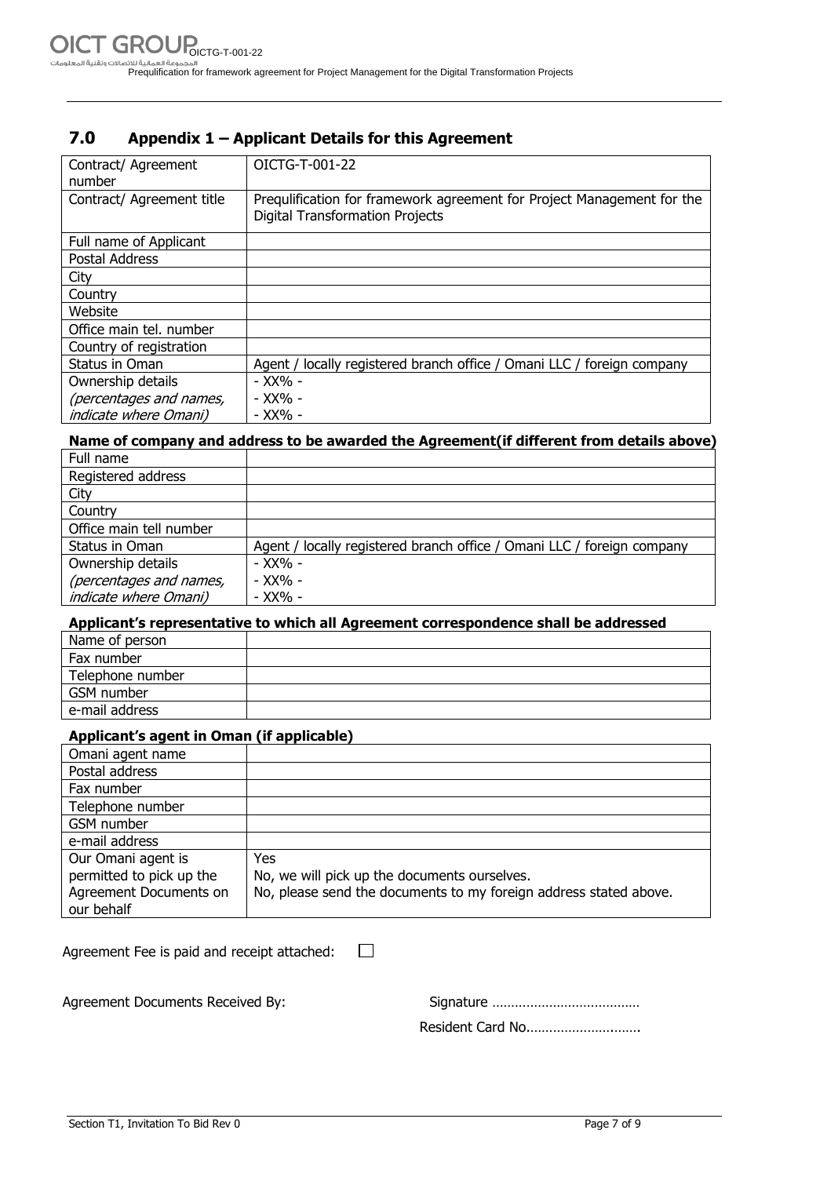## 7.0 Appendix 1 – Applicant Details for this Agreement

| Contract/ Agreement number | OICTG-T-001-22 |
|---|---|
| Contract/ Agreement title | Prequlification for framework agreement for Project Management for the Digital Transformation Projects |
| Full name of Applicant | |
| Postal Address | |
| City | |
| Country | |
| Website | |
| Office main tel. number | |
| Country of registration | |
| Status in Oman | Agent / locally registered branch office / Omani LLC / foreign company |
| Ownership details *(percentages and names, indicate where Omani)* | - XX% -<br>- XX% -<br>- XX% - |

**Name of company and address to be awarded the Agreement(if different from details above)**

| Full name | |
|---|---|
| Registered address | |
| City | |
| Country | |
| Office main tell number | |
| Status in Oman | Agent / locally registered branch office / Omani LLC / foreign company |
| Ownership details *(percentages and names, indicate where Omani)* | - XX% -<br>- XX% -<br>- XX% - |

**Applicant's representative to which all Agreement correspondence shall be addressed**

| Name of person | |
|---|---|
| Fax number | |
| Telephone number | |
| GSM number | |
| e-mail address | |

**Applicant's agent in Oman (if applicable)**

| Omani agent name | |
|---|---|
| Postal address | |
| Fax number | |
| Telephone number | |
| GSM number | |
| e-mail address | |
| Our Omani agent is permitted to pick up the Agreement Documents on our behalf | Yes<br>No, we will pick up the documents ourselves.<br>No, please send the documents to my foreign address stated above. |

Agreement Fee is paid and receipt attached: ☐

Agreement Documents Received By: Signature ………………………………

Resident Card No……………………….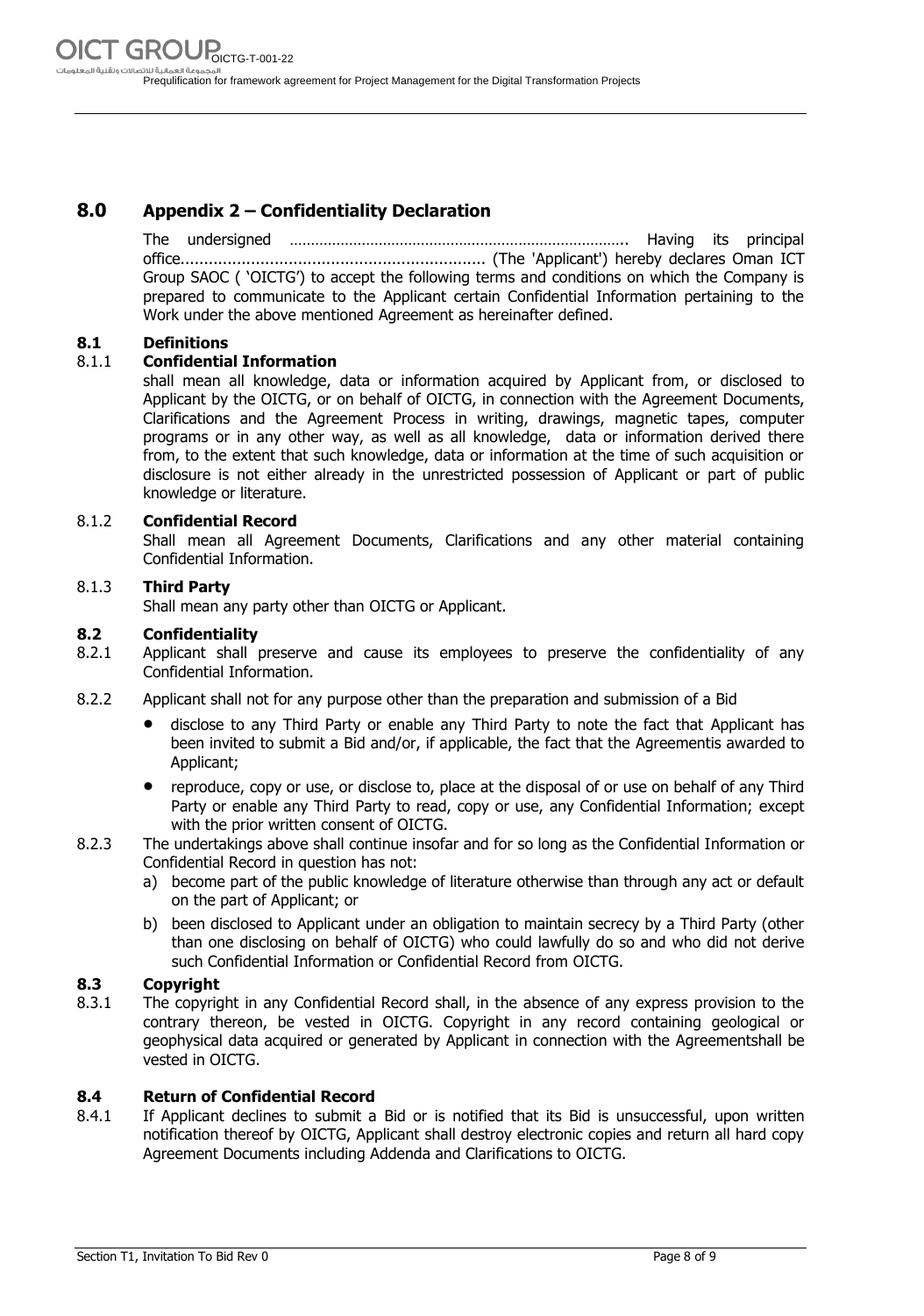# 8.0 Appendix 2 – Confidentiality Declaration

The undersigned …………………………………………………………………….. Having its principal office................................................................ (The 'Applicant') hereby declares Oman ICT Group SAOC ( 'OICTG') to accept the following terms and conditions on which the Company is prepared to communicate to the Applicant certain Confidential Information pertaining to the Work under the above mentioned Agreement as hereinafter defined.

## 8.1 Definitions

### 8.1.1 Confidential Information

shall mean all knowledge, data or information acquired by Applicant from, or disclosed to Applicant by the OICTG, or on behalf of OICTG, in connection with the Agreement Documents, Clarifications and the Agreement Process in writing, drawings, magnetic tapes, computer programs or in any other way, as well as all knowledge, data or information derived there from, to the extent that such knowledge, data or information at the time of such acquisition or disclosure is not either already in the unrestricted possession of Applicant or part of public knowledge or literature.

### 8.1.2 Confidential Record

Shall mean all Agreement Documents, Clarifications and any other material containing Confidential Information.

### 8.1.3 Third Party

Shall mean any party other than OICTG or Applicant.

## 8.2 Confidentiality

8.2.1 Applicant shall preserve and cause its employees to preserve the confidentiality of any Confidential Information.

8.2.2 Applicant shall not for any purpose other than the preparation and submission of a Bid

- disclose to any Third Party or enable any Third Party to note the fact that Applicant has been invited to submit a Bid and/or, if applicable, the fact that the Agreementis awarded to Applicant;
- reproduce, copy or use, or disclose to, place at the disposal of or use on behalf of any Third Party or enable any Third Party to read, copy or use, any Confidential Information; except with the prior written consent of OICTG.

8.2.3 The undertakings above shall continue insofar and for so long as the Confidential Information or Confidential Record in question has not:

a) become part of the public knowledge of literature otherwise than through any act or default on the part of Applicant; or

b) been disclosed to Applicant under an obligation to maintain secrecy by a Third Party (other than one disclosing on behalf of OICTG) who could lawfully do so and who did not derive such Confidential Information or Confidential Record from OICTG.

## 8.3 Copyright

8.3.1 The copyright in any Confidential Record shall, in the absence of any express provision to the contrary thereon, be vested in OICTG. Copyright in any record containing geological or geophysical data acquired or generated by Applicant in connection with the Agreementshall be vested in OICTG.

## 8.4 Return of Confidential Record

8.4.1 If Applicant declines to submit a Bid or is notified that its Bid is unsuccessful, upon written notification thereof by OICTG, Applicant shall destroy electronic copies and return all hard copy Agreement Documents including Addenda and Clarifications to OICTG.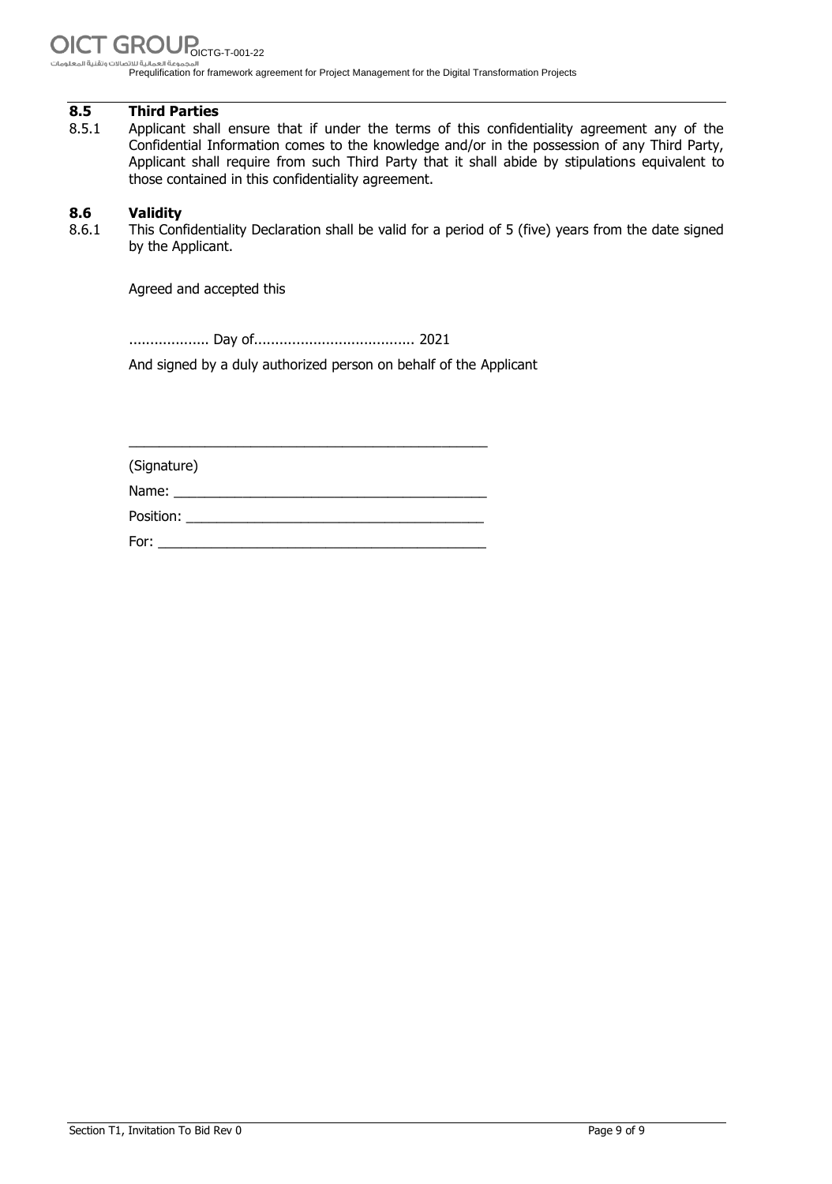### 8.5 Third Parties

8.5.1 Applicant shall ensure that if under the terms of this confidentiality agreement any of the Confidential Information comes to the knowledge and/or in the possession of any Third Party, Applicant shall require from such Third Party that it shall abide by stipulations equivalent to those contained in this confidentiality agreement.

### 8.6 Validity

8.6.1 This Confidentiality Declaration shall be valid for a period of 5 (five) years from the date signed by the Applicant.

Agreed and accepted this

................... Day of...................................... 2021

And signed by a duly authorized person on behalf of the Applicant

_______________________________________________

(Signature)

Name: _________________________________________

Position: ______________________________________

For: __________________________________________